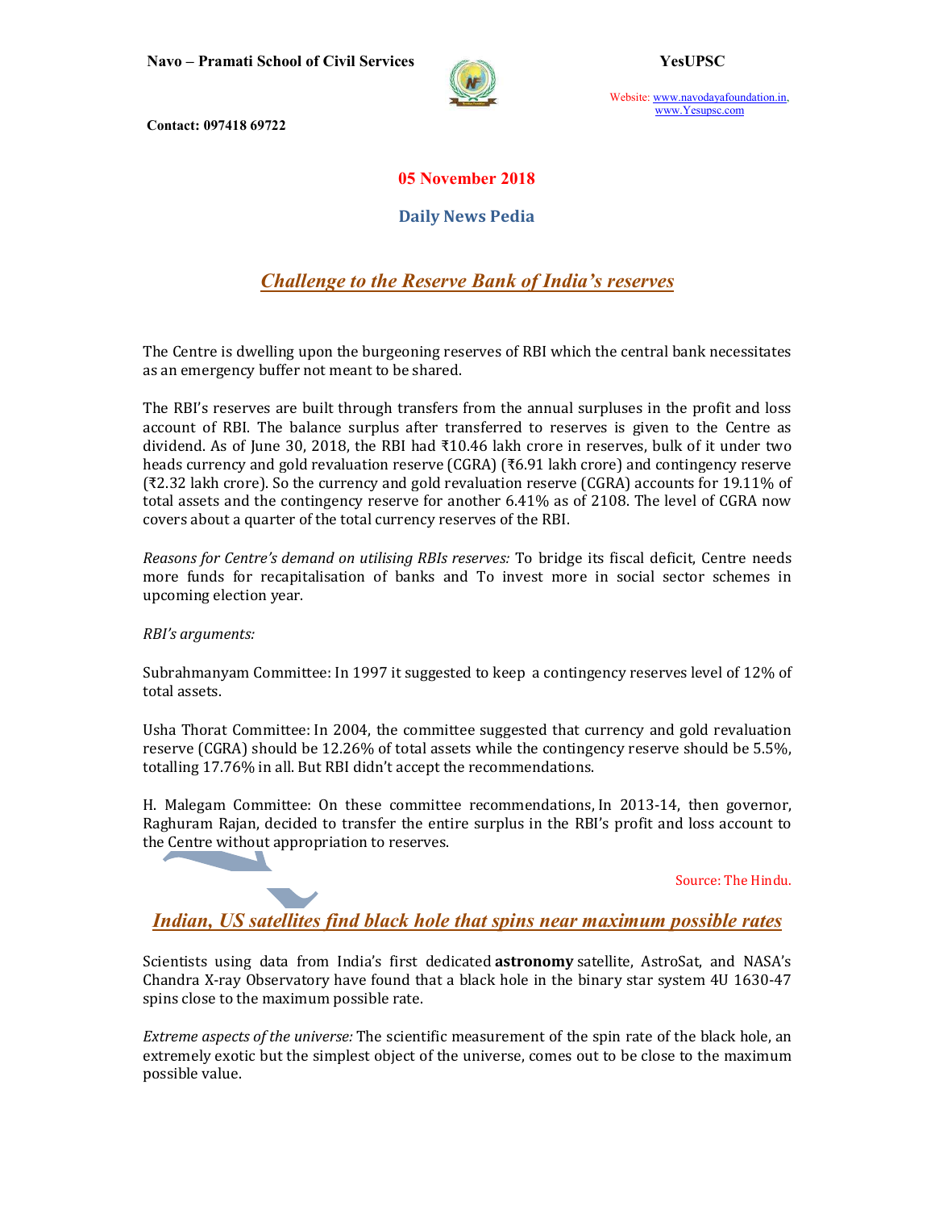Navo – Pramati School of Civil Services

YesUPSC

Website: www.navodayafoundation.in, www.Yesupsc.com

Contact: 097418 69722

**05 November 2018**

**Daily News Pedia**

## *Challenge to the Reserve Bank of India's reserves*

The Centre is dwelling upon the burgeoning reserves of RBI which the central bank necessitates as an emergency buffer not meant to be shared.

The RBI's reserves are built through transfers from the annual surpluses in the profit and loss account of RBI. The balance surplus after transferred to reserves is given to the Centre as dividend. As of June 30, 2018, the RBI had ₹10.46 lakh crore in reserves, bulk of it under two heads currency and gold revaluation reserve (CGRA) (₹6.91 lakh crore) and contingency reserve (₹2.32 lakh crore). So the currency and gold revaluation reserve (CGRA) accounts for 19.11% of total assets and the contingency reserve for another 6.41% as of 2108. The level of CGRA now covers about a quarter of the total currency reserves of the RBI.

*Reasons for Centre's demand on utilising RBIs reserves:* To bridge its fiscal deficit, Centre needs more funds for recapitalisation of banks and To invest more in social sector schemes in upcoming election year.

*RBI's arguments:*

Subrahmanyam Committee: In 1997 it suggested to keep a contingency reserves level of 12% of total assets.

Usha Thorat Committee: In 2004, the committee suggested that currency and gold revaluation reserve (CGRA) should be 12.26% of total assets while the contingency reserve should be 5.5%, totalling 17.76% in all. But RBI didn't accept the recommendations.

H. Malegam Committee: On these committee recommendations, In 2013-14, then governor, Raghuram Rajan, decided to transfer the entire surplus in the RBI's profit and loss account to the Centre without appropriation to reserves.

Source: The Hindu.

## *Indian, US satellites find black hole that spins near maximum possible rates*

Scientists using data from India's first dedicated **astronomy** satellite, AstroSat, and NASA's Chandra X-ray Observatory have found that a black hole in the binary star system 4U 1630-47 spins close to the maximum possible rate.

*Extreme aspects of the universe:* The scientific measurement of the spin rate of the black hole, an extremely exotic but the simplest object of the universe, comes out to be close to the maximum possible value.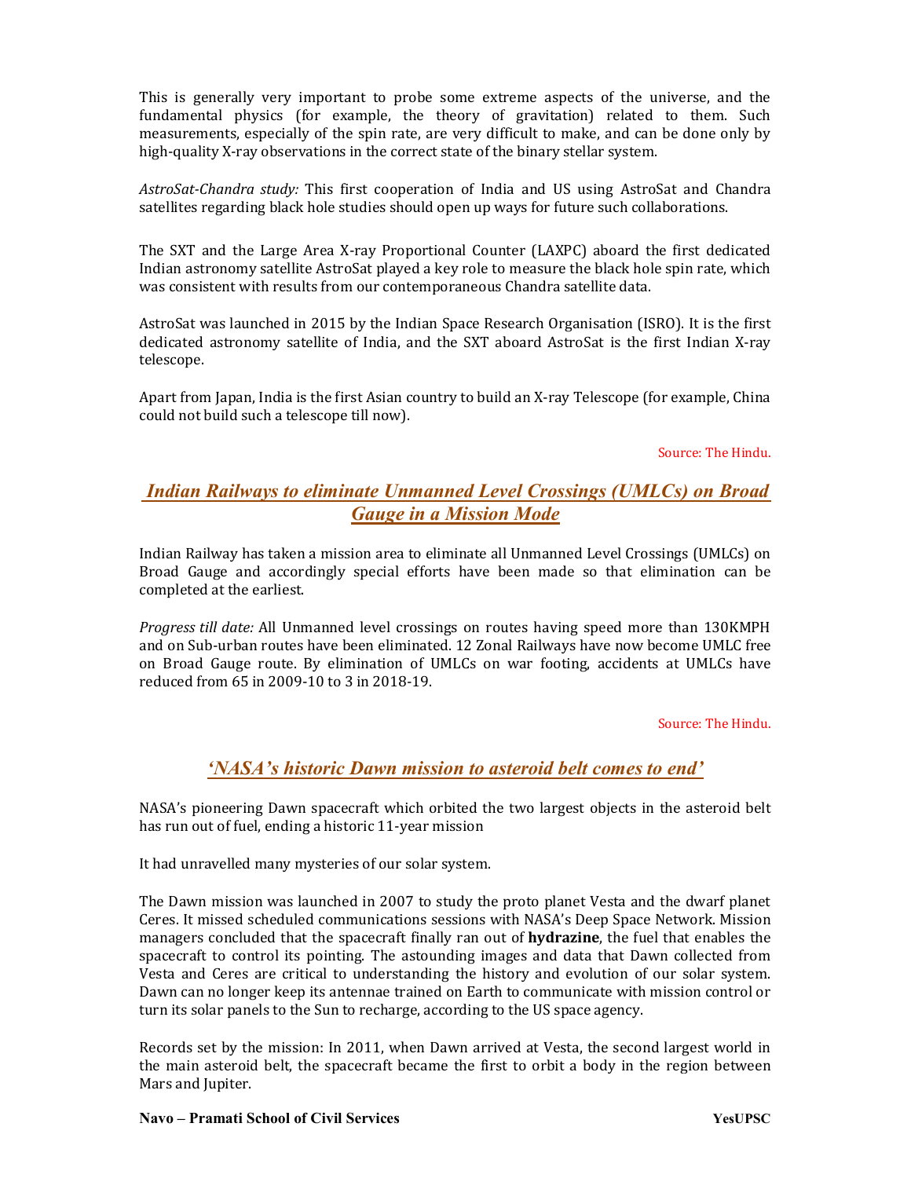This is generally very important to probe some extreme aspects of the universe, and the fundamental physics (for example, the theory of gravitation) related to them. Such measurements, especially of the spin rate, are very difficult to make, and can be done only by high-quality X-ray observations in the correct state of the binary stellar system.

*AstroSat-Chandra study:* This first cooperation of India and US using AstroSat and Chandra satellites regarding black hole studies should open up ways for future such collaborations.

The SXT and the Large Area X-ray Proportional Counter (LAXPC) aboard the first dedicated Indian astronomy satellite AstroSat played a key role to measure the black hole spin rate, which was consistent with results from our contemporaneous Chandra satellite data.

AstroSat was launched in 2015 by the Indian Space Research Organisation (ISRO). It is the first dedicated astronomy satellite of India, and the SXT aboard AstroSat is the first Indian X-ray telescope.

Apart from Japan, India is the first Asian country to build an X-ray Telescope (for example, China could not build such a telescope till now).

Source: The Hindu.

## *Indian Railways to eliminate Unmanned Level Crossings (UMLCs) on Broad Gauge in a Mission Mode*

Indian Railway has taken a mission area to eliminate all Unmanned Level Crossings (UMLCs) on Broad Gauge and accordingly special efforts have been made so that elimination can be completed at the earliest.

*Progress till date:* All Unmanned level crossings on routes having speed more than 130KMPH and on Sub-urban routes have been eliminated. 12 Zonal Railways have now become UMLC free on Broad Gauge route. By elimination of UMLCs on war footing, accidents at UMLCs have reduced from 65 in 2009-10 to 3 in 2018-19.

Source: The Hindu.

## *'NASA's historic Dawn mission to asteroid belt comes to end'*

NASA's pioneering Dawn spacecraft which orbited the two largest objects in the asteroid belt has run out of fuel, ending a historic 11-year mission

It had unravelled many mysteries of our solar system.

The Dawn mission was launched in 2007 to study the proto planet Vesta and the dwarf planet Ceres. It missed scheduled communications sessions with NASA's Deep Space Network. Mission managers concluded that the spacecraft finally ran out of **hydrazine**, the fuel that enables the spacecraft to control its pointing. The astounding images and data that Dawn collected from Vesta and Ceres are critical to understanding the history and evolution of our solar system. Dawn can no longer keep its antennae trained on Earth to communicate with mission control or turn its solar panels to the Sun to recharge, according to the US space agency.

Records set by the mission: In 2011, when Dawn arrived at Vesta, the second largest world in the main asteroid belt, the spacecraft became the first to orbit a body in the region between Mars and Jupiter.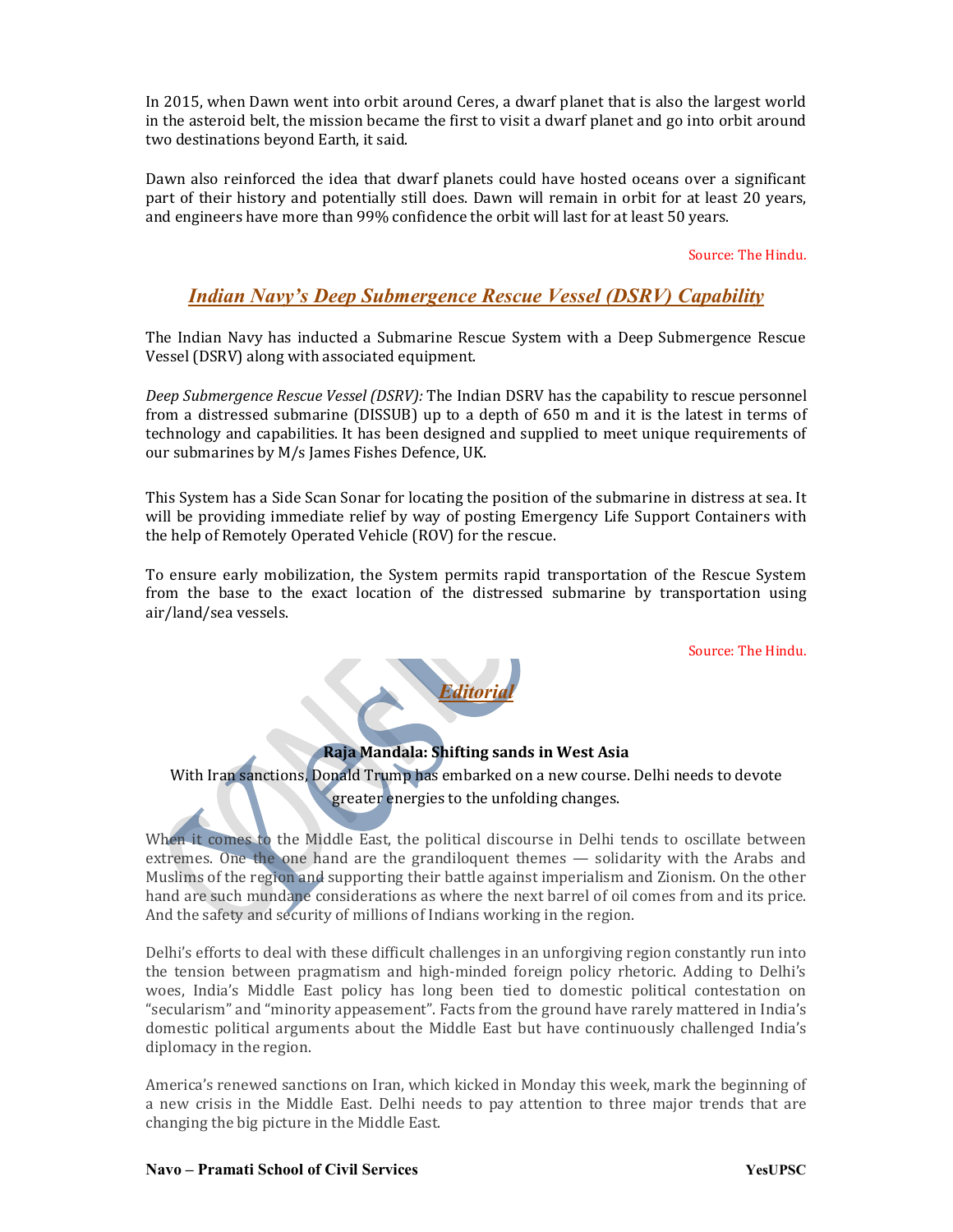In 2015, when Dawn went into orbit around Ceres, a dwarf planet that is also the largest world in the asteroid belt, the mission became the first to visit a dwarf planet and go into orbit around two destinations beyond Earth, it said.

Dawn also reinforced the idea that dwarf planets could have hosted oceans over a significant part of their history and potentially still does. Dawn will remain in orbit for at least 20 years, and engineers have more than 99% confidence the orbit will last for at least 50 years.

Source: The Hindu.

## *Indian Navy's Deep Submergence Rescue Vessel (DSRV) Capability*

The Indian Navy has inducted a Submarine Rescue System with a Deep Submergence Rescue Vessel (DSRV) along with associated equipment.

*Deep Submergence Rescue Vessel (DSRV):* The Indian DSRV has the capability to rescue personnel from a distressed submarine (DISSUB) up to a depth of 650 m and it is the latest in terms of technology and capabilities. It has been designed and supplied to meet unique requirements of our submarines by M/s James Fishes Defence, UK.

This System has a Side Scan Sonar for locating the position of the submarine in distress at sea. It will be providing immediate relief by way of posting Emergency Life Support Containers with the help of Remotely Operated Vehicle (ROV) for the rescue.

To ensure early mobilization, the System permits rapid transportation of the Rescue System from the base to the exact location of the distressed submarine by transportation using air/land/sea vessels.

Source: The Hindu.

## *Editorial*

### Raja Mandala: Shifting sands in West Asia

With Iran sanctions, Donald Trump has embarked on a new course. Delhi needs to devote greater energies to the unfolding changes.

When it comes to the Middle East, the political discourse in Delhi tends to oscillate between extremes. One the one hand are the grandiloquent themes — solidarity with the Arabs and Muslims of the region and supporting their battle against imperialism and Zionism. On the other hand are such mundane considerations as where the next barrel of oil comes from and its price. And the safety and security of millions of Indians working in the region.

Delhi's efforts to deal with these difficult challenges in an unforgiving region constantly run into the tension between pragmatism and high-minded foreign policy rhetoric. Adding to Delhi's woes, India's Middle East policy has long been tied to domestic political contestation on "secularism" and "minority appeasement". Facts from the ground have rarely mattered in India's domestic political arguments about the Middle East but have continuously challenged India's diplomacy in the region.

America's renewed sanctions on Iran, which kicked in Monday this week, mark the beginning of a new crisis in the Middle East. Delhi needs to pay attention to three major trends that are changing the big picture in the Middle East.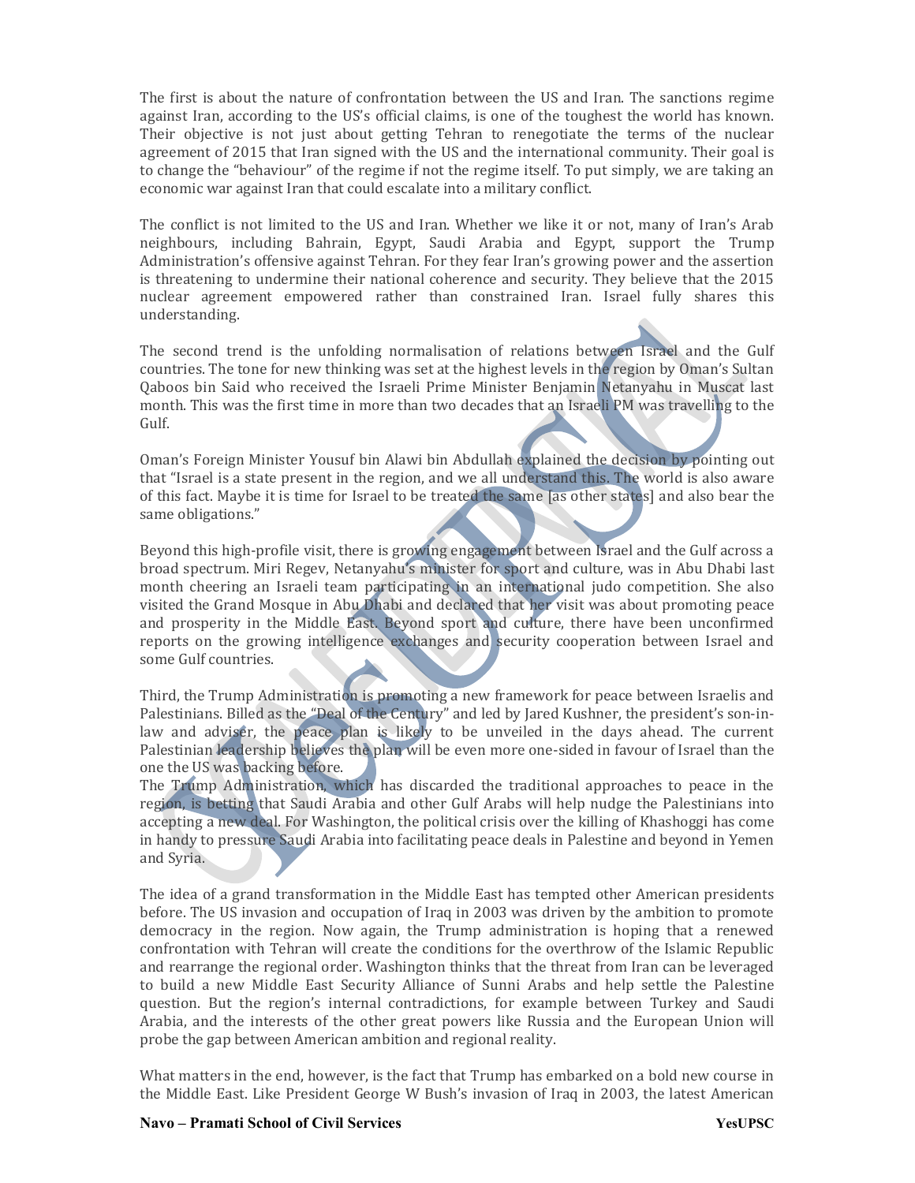The first is about the nature of confrontation between the US and Iran. The sanctions regime against Iran, according to the US's official claims, is one of the toughest the world has known. Their objective is not just about getting Tehran to renegotiate the terms of the nuclear agreement of 2015 that Iran signed with the US and the international community. Their goal is to change the "behaviour" of the regime if not the regime itself. To put simply, we are taking an economic war against Iran that could escalate into a military conflict.

The conflict is not limited to the US and Iran. Whether we like it or not, many of Iran's Arab neighbours, including Bahrain, Egypt, Saudi Arabia and Egypt, support the Trump Administration's offensive against Tehran. For they fear Iran's growing power and the assertion is threatening to undermine their national coherence and security. They believe that the 2015 nuclear agreement empowered rather than constrained Iran. Israel fully shares this understanding.

The second trend is the unfolding normalisation of relations between Israel and the Gulf countries. The tone for new thinking was set at the highest levels in the region by Oman's Sultan Qaboos bin Said who received the Israeli Prime Minister Benjamin Netanyahu in Muscat last month. This was the first time in more than two decades that an Israeli PM was travelling to the Gulf.

Oman's Foreign Minister Yousuf bin Alawi bin Abdullah explained the decision by pointing out that "Israel is a state present in the region, and we all understand this. The world is also aware of this fact. Maybe it is time for Israel to be treated the same [as other states] and also bear the same obligations."

Beyond this high-profile visit, there is growing engagement between Israel and the Gulf across a broad spectrum. Miri Regev, Netanyahu's minister for sport and culture, was in Abu Dhabi last month cheering an Israeli team participating in an international judo competition. She also visited the Grand Mosque in Abu Dhabi and declared that her visit was about promoting peace and prosperity in the Middle East. Beyond sport and culture, there have been unconfirmed reports on the growing intelligence exchanges and security cooperation between Israel and some Gulf countries.

Third, the Trump Administration is promoting a new framework for peace between Israelis and Palestinians. Billed as the "Deal of the Century" and led by Jared Kushner, the president's son-in-law and adviser, the peace plan is likely to be unveiled in the days ahead. The current Palestinian leadership believes the plan will be even more one-sided in favour of Israel than the one the US was backing before.
The Trump Administration, which has discarded the traditional approaches to peace in the region, is betting that Saudi Arabia and other Gulf Arabs will help nudge the Palestinians into accepting a new deal. For Washington, the political crisis over the killing of Khashoggi has come in handy to pressure Saudi Arabia into facilitating peace deals in Palestine and beyond in Yemen and Syria.

The idea of a grand transformation in the Middle East has tempted other American presidents before. The US invasion and occupation of Iraq in 2003 was driven by the ambition to promote democracy in the region. Now again, the Trump administration is hoping that a renewed confrontation with Tehran will create the conditions for the overthrow of the Islamic Republic and rearrange the regional order. Washington thinks that the threat from Iran can be leveraged to build a new Middle East Security Alliance of Sunni Arabs and help settle the Palestine question. But the region's internal contradictions, for example between Turkey and Saudi Arabia, and the interests of the other great powers like Russia and the European Union will probe the gap between American ambition and regional reality.

What matters in the end, however, is the fact that Trump has embarked on a bold new course in the Middle East. Like President George W Bush's invasion of Iraq in 2003, the latest American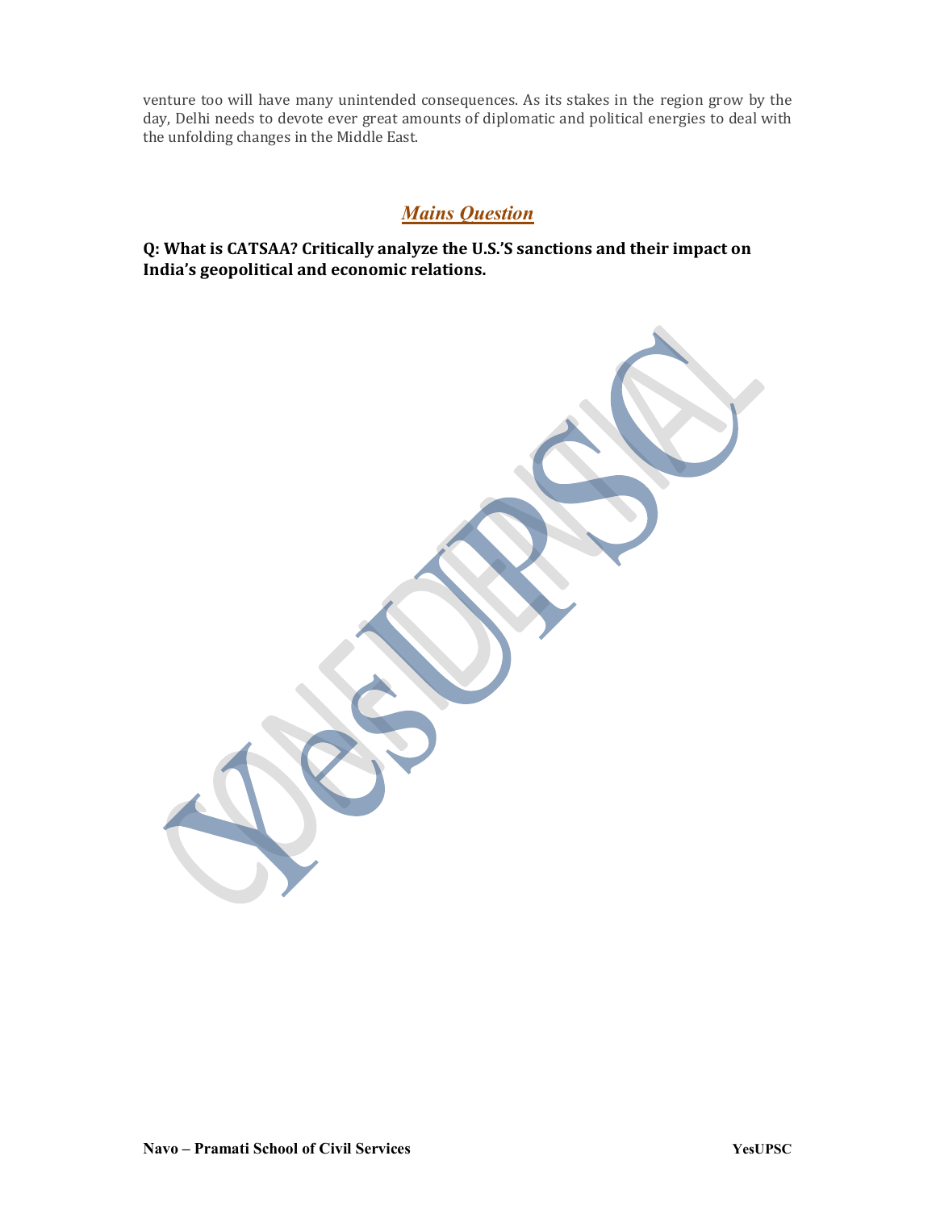venture too will have many unintended consequences. As its stakes in the region grow by the day, Delhi needs to devote ever great amounts of diplomatic and political energies to deal with the unfolding changes in the Middle East.

## *Mains Question*

**Q: What is CATSAA? Critically analyze the U.S.'S sanctions and their impact on India's geopolitical and economic relations.**